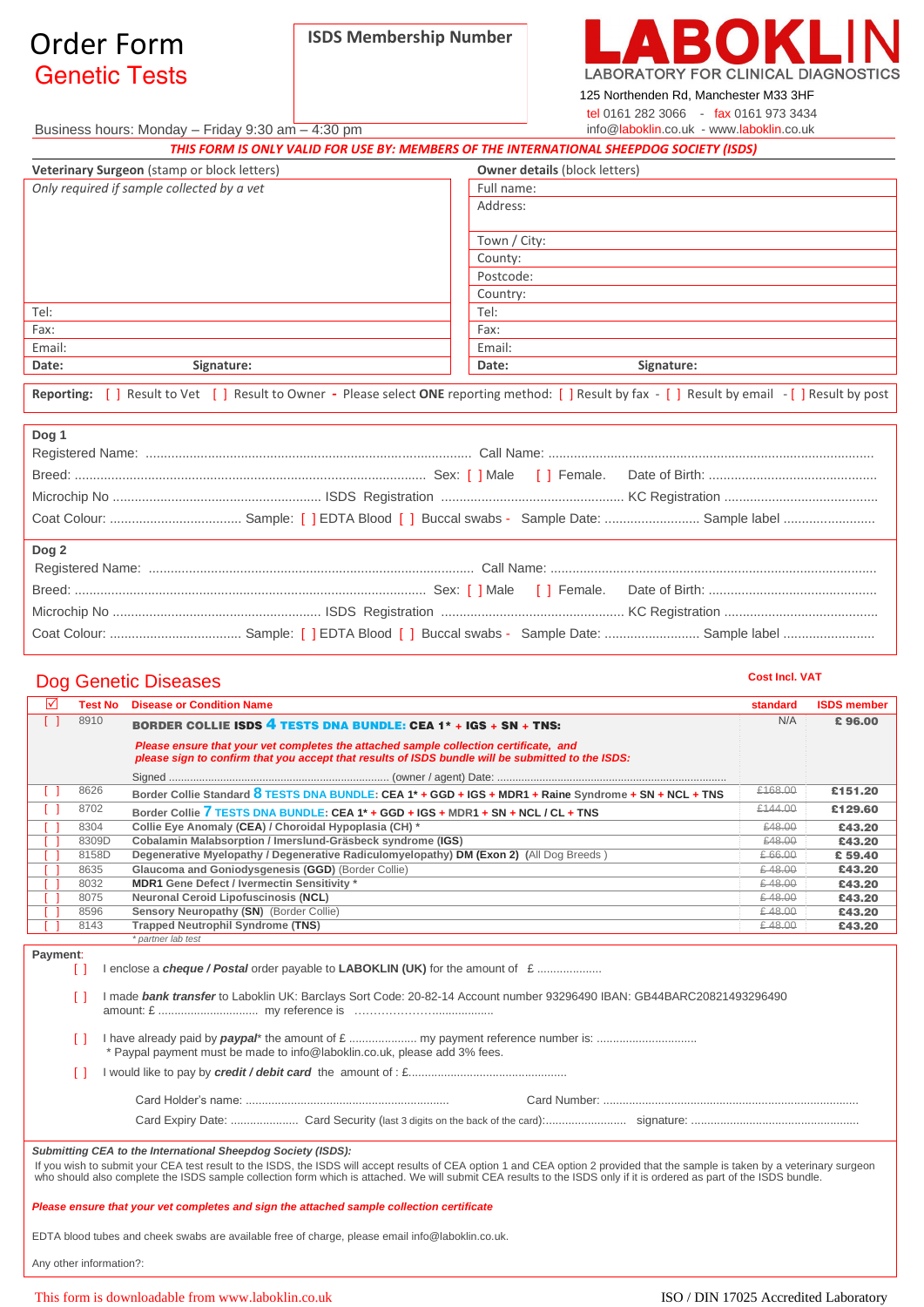# Order Form
## Genetic Tests

**ISDS Membership Number**

**LABOKLIN**
LABORATORY FOR CLINICAL DIAGNOSTICS

125 Northenden Rd, Manchester M33 3HF
tel 0161 282 3066 - fax 0161 973 3434
info@laboklin.co.uk - www.laboklin.co.uk

Business hours: Monday – Friday 9:30 am – 4:30 pm

***THIS FORM IS ONLY VALID FOR USE BY: MEMBERS OF THE INTERNATIONAL SHEEPDOG SOCIETY (ISDS)***

| **Veterinary Surgeon** (stamp or block letters) | **Owner details** (block letters) |
|---|---|
| *Only required if sample collected by a vet* | Full name: |
| | Address: |
| | Town / City: |
| | County: |
| | Postcode: |
| | Country: |
| Tel: | Tel: |
| Fax: | Fax: |
| Email: | Email: |
| **Date:** **Signature:** | **Date:** **Signature:** |

**Reporting:** [ ] Result to Vet [ ] Result to Owner - Please select **ONE** reporting method: [ ] Result by fax - [ ] Result by email - [ ] Result by post

**Dog 1**

Registered Name: ........................................ Call Name: ........................................

Breed: ........................................ Sex: [ ] Male [ ] Female. Date of Birth: ........................................

Microchip No ........................................ ISDS Registration ........................................ KC Registration ........................................

Coat Colour: .................................... Sample: [ ] EDTA Blood [ ] Buccal swabs - Sample Date: .......................... Sample label ..........................

**Dog 2**

Registered Name: ........................................ Call Name: ........................................

Breed: ........................................ Sex: [ ] Male [ ] Female. Date of Birth: ........................................

Microchip No ........................................ ISDS Registration ........................................ KC Registration ........................................

Coat Colour: .................................... Sample: [ ] EDTA Blood [ ] Buccal swabs - Sample Date: .......................... Sample label ..........................

## Dog Genetic Diseases

**Cost Incl. VAT**

| ☑ | Test No | Disease or Condition Name | standard | ISDS member |
|---|---|---|---|---|
| [ ] | 8910 | **BORDER COLLIE ISDS 4 TESTS DNA BUNDLE: CEA 1* + IGS + SN + TNS:**<br>***Please ensure that your vet completes the attached sample collection certificate, and please sign to confirm that you accept that results of ISDS bundle will be submitted to the ISDS:***<br>Signed ........................................ (owner / agent) Date: ........................................ | N/A | **£ 96.00** |
| [ ] | 8626 | **Border Collie Standard 8 TESTS DNA BUNDLE: CEA 1* + GGD + IGS + MDR1 + Raine Syndrome + SN + NCL + TNS** | ~~£168.00~~ | **£151.20** |
| [ ] | 8702 | **Border Collie 7 TESTS DNA BUNDLE: CEA 1* + GGD + IGS + MDR1 + SN + NCL / CL + TNS** | ~~£144.00~~ | **£129.60** |
| [ ] | 8304 | **Collie Eye Anomaly (CEA) / Choroidal Hypoplasia (CH) *** | ~~£48.00~~ | **£43.20** |
| [ ] | 8309D | **Cobalamin Malabsorption / Imerslund-Gräsbeck syndrome (IGS)** | ~~£48.00~~ | **£43.20** |
| [ ] | 8158D | **Degenerative Myelopathy / Degenerative Radiculomyelopathy) DM (Exon 2)** (All Dog Breeds ) | ~~£ 66.00~~ | **£ 59.40** |
| [ ] | 8635 | **Glaucoma and Goniodysgenesis (GGD)** (Border Collie) | ~~£ 48.00~~ | **£43.20** |
| [ ] | 8032 | **MDR1 Gene Defect / Ivermectin Sensitivity *** | ~~£ 48.00~~ | **£43.20** |
| [ ] | 8075 | **Neuronal Ceroid Lipofuscinosis (NCL)** | ~~£ 48.00~~ | **£43.20** |
| [ ] | 8596 | **Sensory Neuropathy (SN)** (Border Collie) | ~~£ 48.00~~ | **£43.20** |
| [ ] | 8143 | **Trapped Neutrophil Syndrome (TNS)** | ~~£ 48.00~~ | **£43.20** |

*\* partner lab test*

**Payment**:

[ ] I enclose a ***cheque / Postal*** order payable to **LABOKLIN (UK)** for the amount of £ ...................

[ ] I made ***bank transfer*** to Laboklin UK: Barclays Sort Code: 20-82-14 Account number 93296490 IBAN: GB44BARC20821493296490 amount: £ .............................. my reference is ……………………...............

[ ] I have already paid by ***paypal**** the amount of £ .................... my payment reference number is: ..............................
\* Paypal payment must be made to info@laboklin.co.uk, please add 3% fees.

[ ] I would like to pay by ***credit / debit card*** the amount of : £................................................

Card Holder's name: ........................................ Card Number: ........................................

Card Expiry Date: ..................... Card Security (last 3 digits on the back of the card):......................... signature: ........................................

***Submitting CEA to the International Sheepdog Society (ISDS):***
If you wish to submit your CEA test result to the ISDS, the ISDS will accept results of CEA option 1 and CEA option 2 provided that the sample is taken by a veterinary surgeon who should also complete the ISDS sample collection form which is attached. We will submit CEA results to the ISDS only if it is ordered as part of the ISDS bundle.

***Please ensure that your vet completes and sign the attached sample collection certificate***

EDTA blood tubes and cheek swabs are available free of charge, please email info@laboklin.co.uk.

Any other information?:

This form is downloadable from www.laboklin.co.uk

ISO / DIN 17025 Accredited Laboratory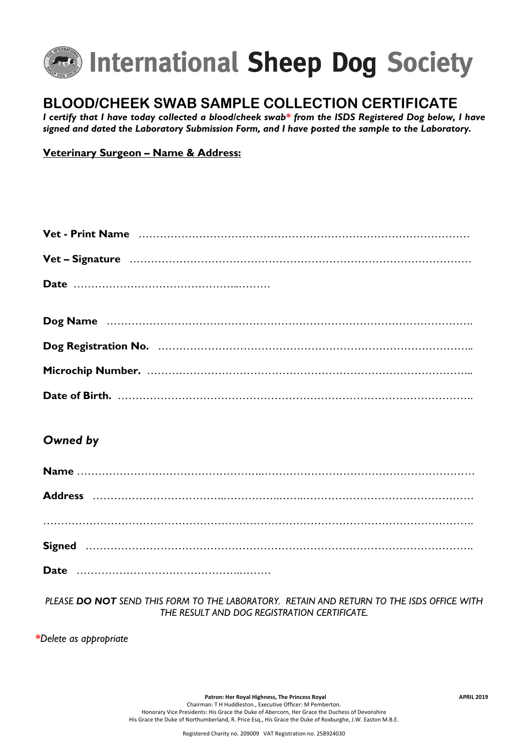# International Sheep Dog Society

## BLOOD/CHEEK SWAB SAMPLE COLLECTION CERTIFICATE

***I certify that I have today collected a blood/cheek swab* from the ISDS Registered Dog below, I have signed and dated the Laboratory Submission Form, and I have posted the sample to the Laboratory.***

**Veterinary Surgeon – Name & Address:**

**Vet - Print Name** …………………………………………………………………………………

**Vet – Signature** ……………………………………………………………………………………

**Date** ………………………………………..………

**Dog Name** ……………………………………………………………………………………….

**Dog Registration No.** …………………………………………………………………………..

**Microchip Number.** ……………………………………………………………………………..

**Date of Birth.** …………………………………………………………………………………….

***Owned by***

**Name** ……………………………………………..………………………………………….……

**Address** ……………………………..……………..……..…………………………………………

……………………………………………………………………………………………………….

**Signed** ……………………………………………………………………………………………….

**Date** ………………………………………..………

*PLEASE **DO NOT** SEND THIS FORM TO THE LABORATORY. RETAIN AND RETURN TO THE ISDS OFFICE WITH THE RESULT AND DOG REGISTRATION CERTIFICATE.*

**Delete as appropriate*

**Patron: Her Royal Highness, The Princess Royal**

Chairman: T H Huddleston., Executive Officer: M Pemberton.

Honorary Vice Presidents: His Grace the Duke of Abercorn, Her Grace the Duchess of Devonshire

His Grace the Duke of Northumberland, R. Price Esq., His Grace the Duke of Roxburghe, J.W. Easton M.B.E.

**APRIL 2019**

Registered Charity no. 209009 VAT Registration no. 258924030